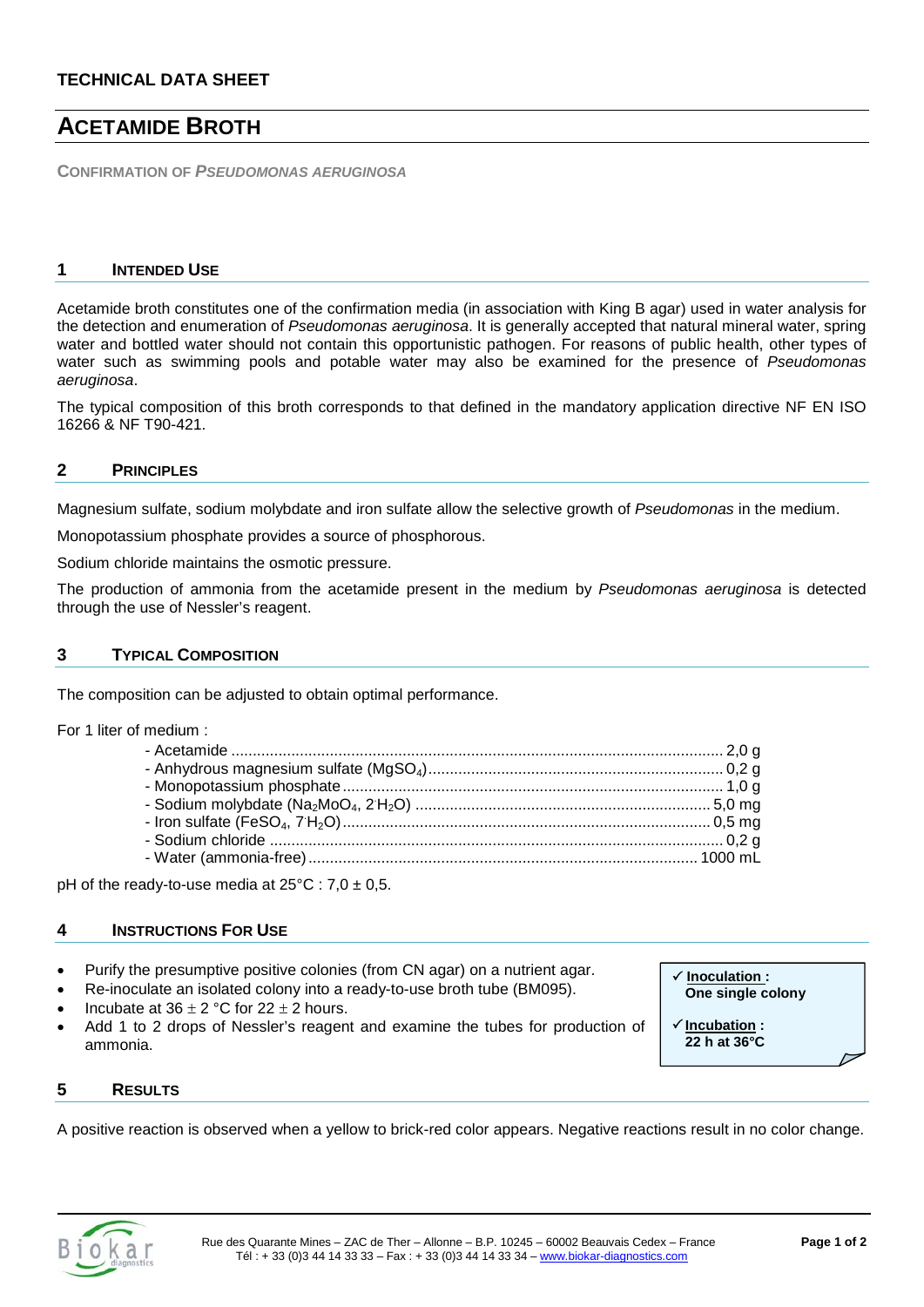**TECHNICAL DATA SHEET**

# ACETAMIDE BROTH

**CONFIRMATION OF *PSEUDOMONAS AERUGINOSA***

## 1 INTENDED USE

Acetamide broth constitutes one of the confirmation media (in association with King B agar) used in water analysis for the detection and enumeration of *Pseudomonas aeruginosa*. It is generally accepted that natural mineral water, spring water and bottled water should not contain this opportunistic pathogen. For reasons of public health, other types of water such as swimming pools and potable water may also be examined for the presence of *Pseudomonas aeruginosa*.

The typical composition of this broth corresponds to that defined in the mandatory application directive NF EN ISO 16266 & NF T90-421.

## 2 PRINCIPLES

Magnesium sulfate, sodium molybdate and iron sulfate allow the selective growth of *Pseudomonas* in the medium.

Monopotassium phosphate provides a source of phosphorous.

Sodium chloride maintains the osmotic pressure.

The production of ammonia from the acetamide present in the medium by *Pseudomonas aeruginosa* is detected through the use of Nessler's reagent.

## 3 TYPICAL COMPOSITION

The composition can be adjusted to obtain optimal performance.

For 1 liter of medium :

- Acetamide .......... 2,0 g
- Anhydrous magnesium sulfate ($MgSO_4$) .......... 0,2 g
- Monopotassium phosphate .......... 1,0 g
- Sodium molybdate ($Na_2MoO_4 \cdot 2H_2O$) .......... 5,0 mg
- Iron sulfate ($FeSO_4 \cdot 7H_2O$) .......... 0,5 mg
- Sodium chloride .......... 0,2 g
- Water (ammonia-free) .......... 1000 mL

pH of the ready-to-use media at 25°C : 7,0 ± 0,5.

## 4 INSTRUCTIONS FOR USE

- Purify the presumptive positive colonies (from CN agar) on a nutrient agar.
- Re-inoculate an isolated colony into a ready-to-use broth tube (BM095).
- Incubate at 36 ± 2 °C for 22 ± 2 hours.
- Add 1 to 2 drops of Nessler's reagent and examine the tubes for production of ammonia.

✓ **Inoculation :**
**One single colony**

✓ **Incubation :**
**22 h at 36°C**

## 5 RESULTS

A positive reaction is observed when a yellow to brick-red color appears. Negative reactions result in no color change.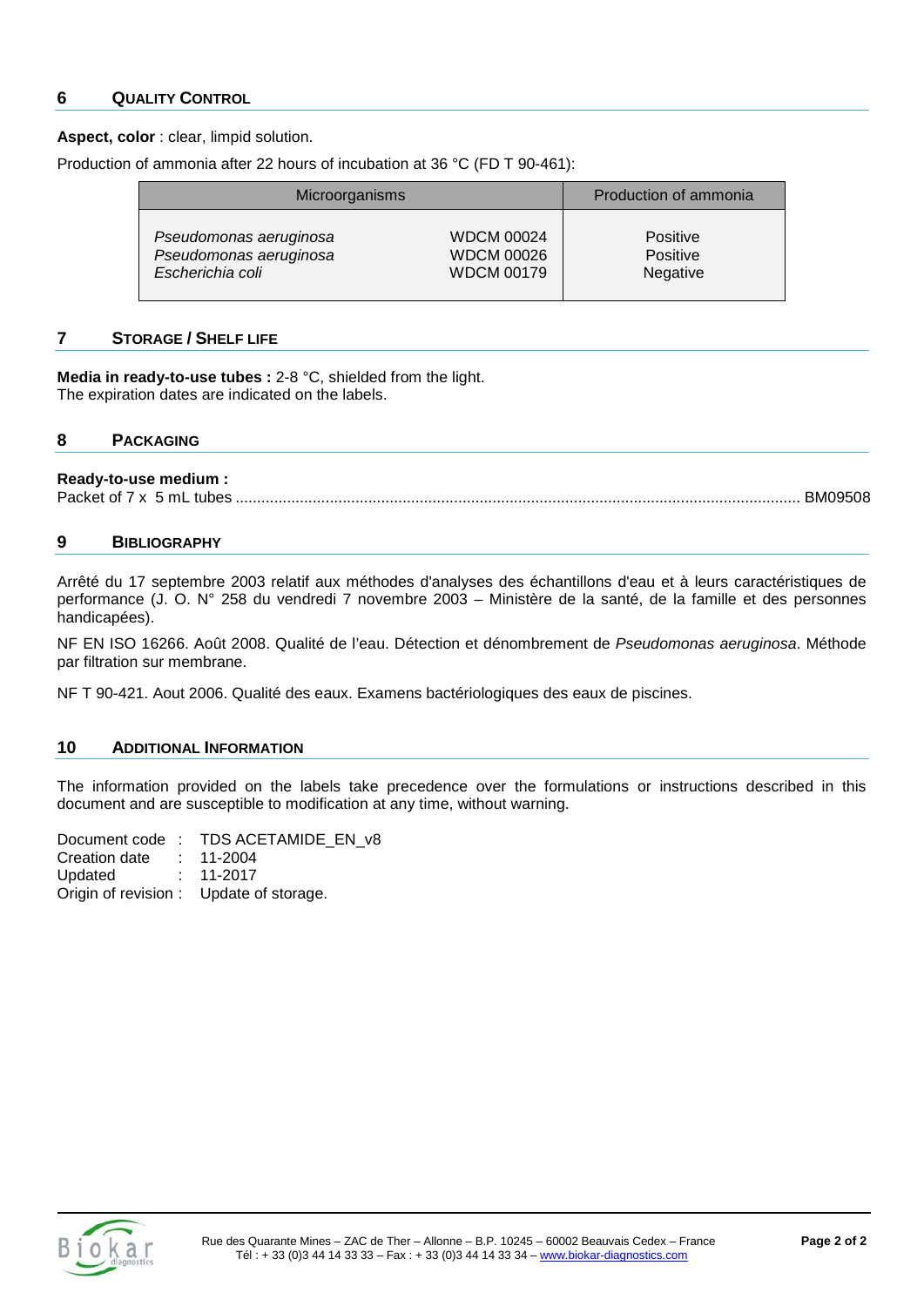## 6 QUALITY CONTROL

**Aspect, color** : clear, limpid solution.

Production of ammonia after 22 hours of incubation at 36 °C (FD T 90-461):

| Microorganisms | | Production of ammonia |
|---|---|---|
| *Pseudomonas aeruginosa* | WDCM 00024 | Positive |
| *Pseudomonas aeruginosa* | WDCM 00026 | Positive |
| *Escherichia coli* | WDCM 00179 | Negative |

## 7 STORAGE / SHELF LIFE

**Media in ready-to-use tubes :** 2-8 °C, shielded from the light.
The expiration dates are indicated on the labels.

## 8 PACKAGING

**Ready-to-use medium :**
Packet of 7 x 5 mL tubes .................................................................................................................................. BM09508

## 9 BIBLIOGRAPHY

Arrêté du 17 septembre 2003 relatif aux méthodes d'analyses des échantillons d'eau et à leurs caractéristiques de performance (J. O. N° 258 du vendredi 7 novembre 2003 – Ministère de la santé, de la famille et des personnes handicapées).

NF EN ISO 16266. Août 2008. Qualité de l'eau. Détection et dénombrement de *Pseudomonas aeruginosa*. Méthode par filtration sur membrane.

NF T 90-421. Aout 2006. Qualité des eaux. Examens bactériologiques des eaux de piscines.

## 10 ADDITIONAL INFORMATION

The information provided on the labels take precedence over the formulations or instructions described in this document and are susceptible to modification at any time, without warning.

Document code : TDS ACETAMIDE_EN_v8
Creation date : 11-2004
Updated : 11-2017
Origin of revision : Update of storage.

Rue des Quarante Mines – ZAC de Ther – Allonne – B.P. 10245 – 60002 Beauvais Cedex – France
Tél : + 33 (0)3 44 14 33 33 – Fax : + 33 (0)3 44 14 33 34 – www.biokar-diagnostics.com